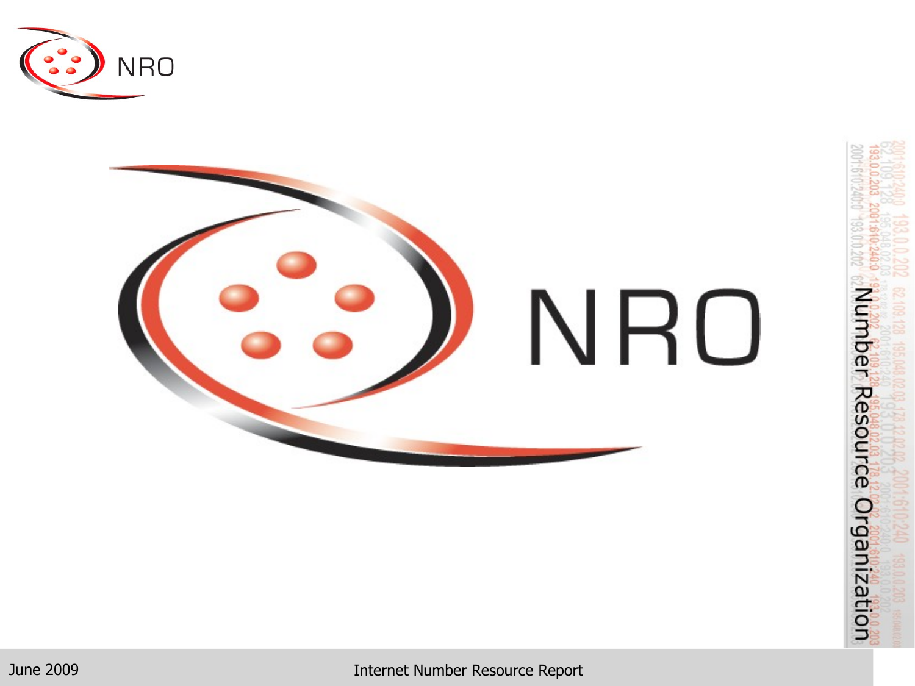NRO

NRO

Number Resource Organization

June 2009

# Internet Number Resource Report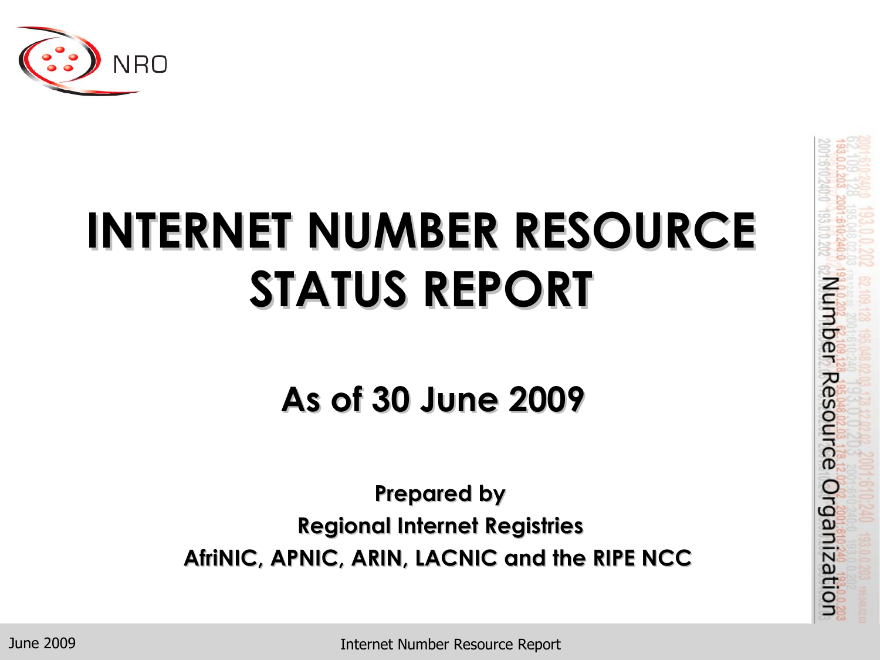# INTERNET NUMBER RESOURCE STATUS REPORT

## As of 30 June 2009

**Prepared by**

**Regional Internet Registries**

**AfriNIC, APNIC, ARIN, LACNIC and the RIPE NCC**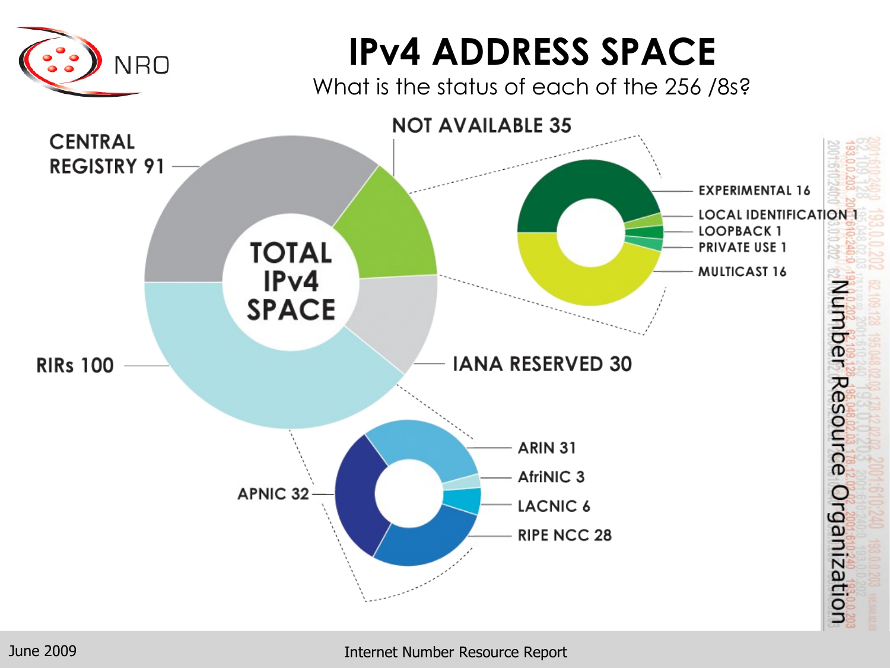# IPv4 ADDRESS SPACE

What is the status of each of the 256 /8s?

**TOTAL IPv4 SPACE**

- CENTRAL REGISTRY 91
- NOT AVAILABLE 35
  - EXPERIMENTAL 16
  - LOCAL IDENTIFICATION 1
  - LOOPBACK 1
  - PRIVATE USE 1
  - MULTICAST 16
- IANA RESERVED 30
- RIRs 100
  - ARIN 31
  - AfriNIC 3
  - LACNIC 6
  - RIPE NCC 28
  - APNIC 32

June 2009

Internet Number Resource Report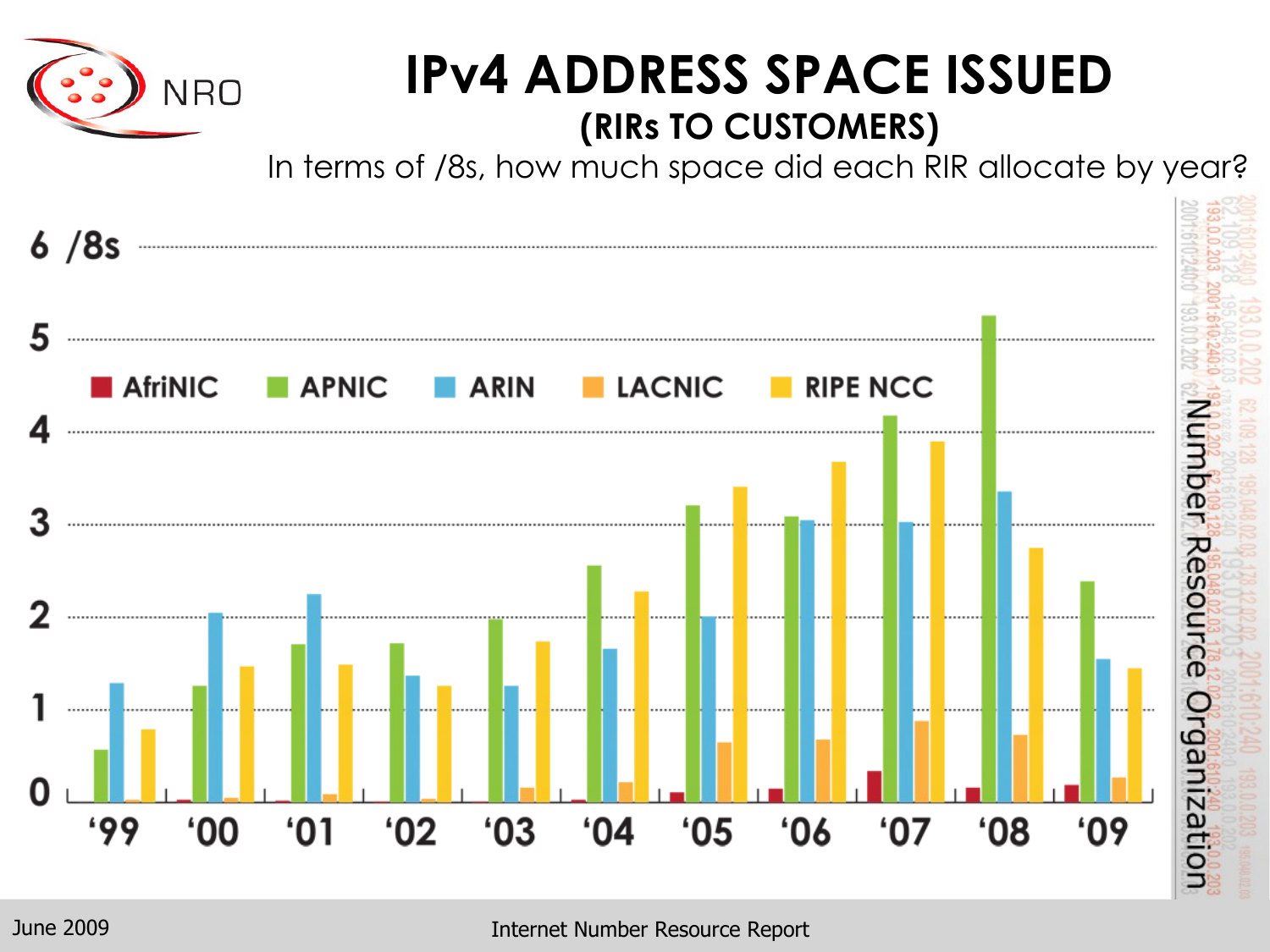# IPv4 ADDRESS SPACE ISSUED

## (RIRs TO CUSTOMERS)

In terms of /8s, how much space did each RIR allocate by year?

6 /8s

5

4

3

2

1

0

AfriNIC APNIC ARIN LACNIC RIPE NCC

'99 '00 '01 '02 '03 '04 '05 '06 '07 '08 '09

Number Resource Organization

June 2009

Internet Number Resource Report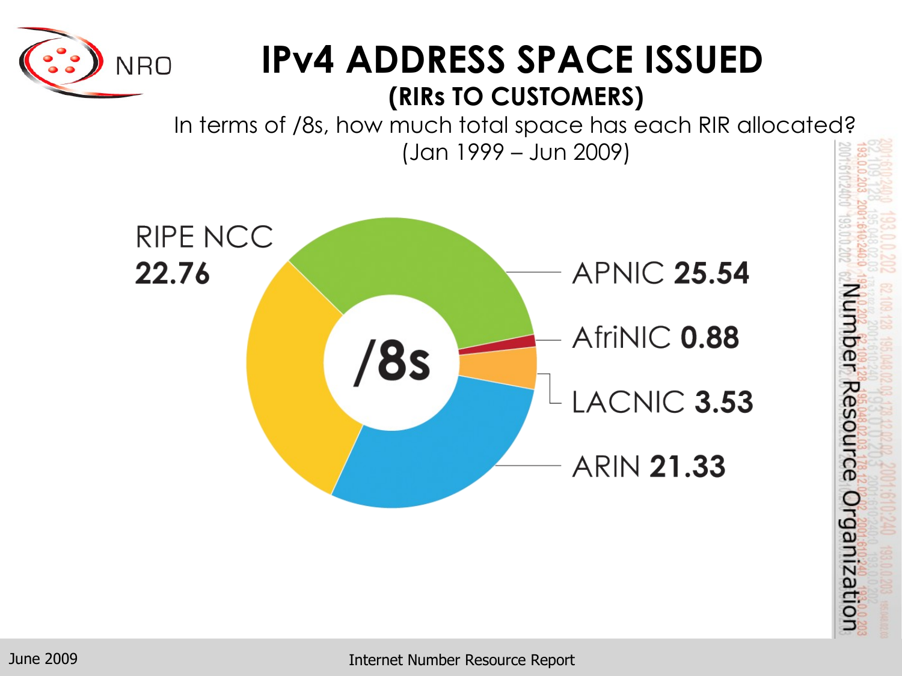# IPv4 ADDRESS SPACE ISSUED

## (RIRs TO CUSTOMERS)

In terms of /8s, how much total space has each RIR allocated?
(Jan 1999 – Jun 2009)

/8s

RIPE NCC **22.76**

APNIC **25.54**

AfriNIC **0.88**

LACNIC **3.53**

ARIN **21.33**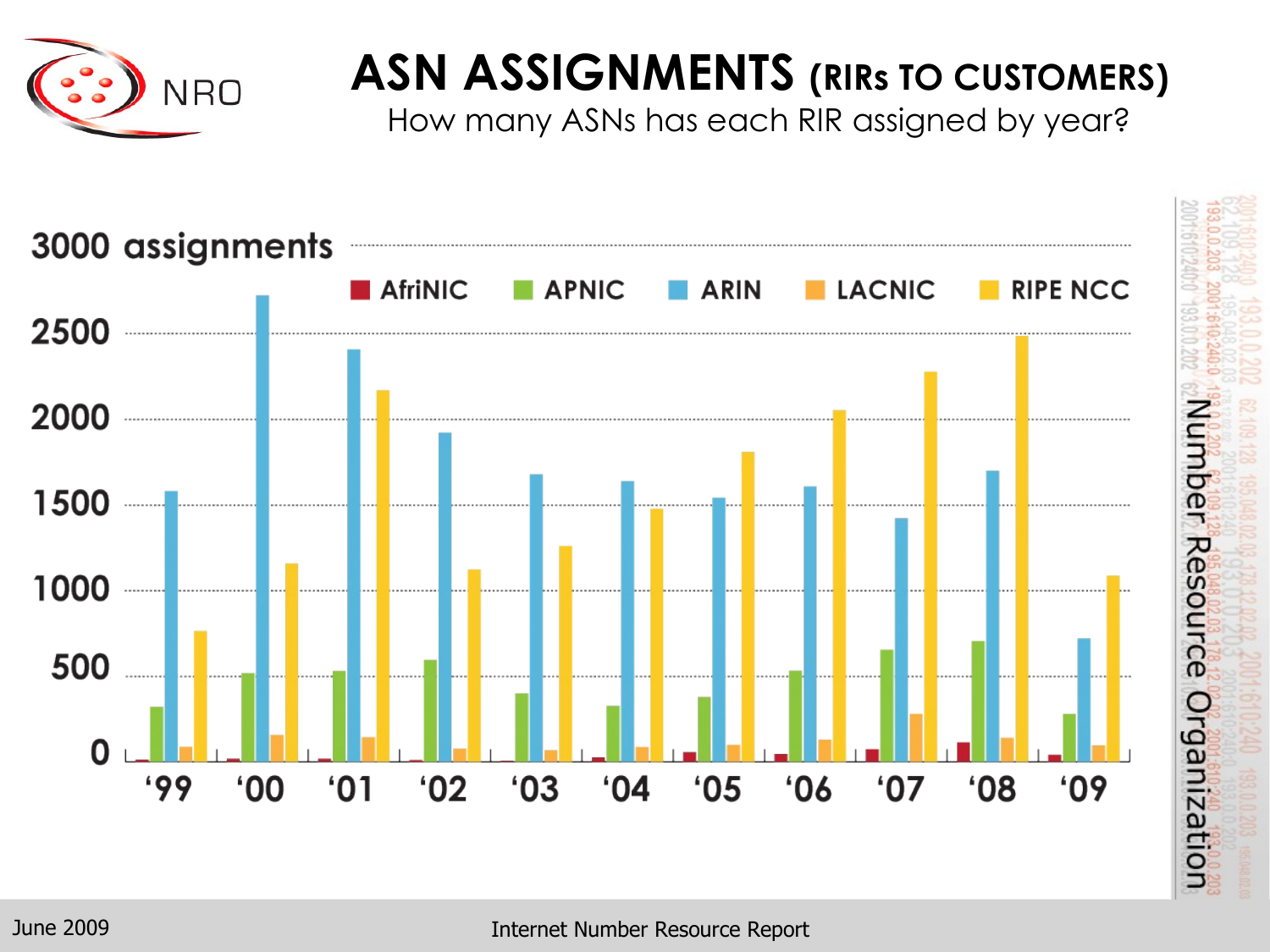# ASN ASSIGNMENTS (RIRs TO CUSTOMERS)

How many ASNs has each RIR assigned by year?

3000 assignments

AfriNIC | APNIC | ARIN | LACNIC | RIPE NCC

2500

2000

1500

1000

500

0

'99 '00 '01 '02 '03 '04 '05 '06 '07 '08 '09

Number Resource Organization

June 2009

Internet Number Resource Report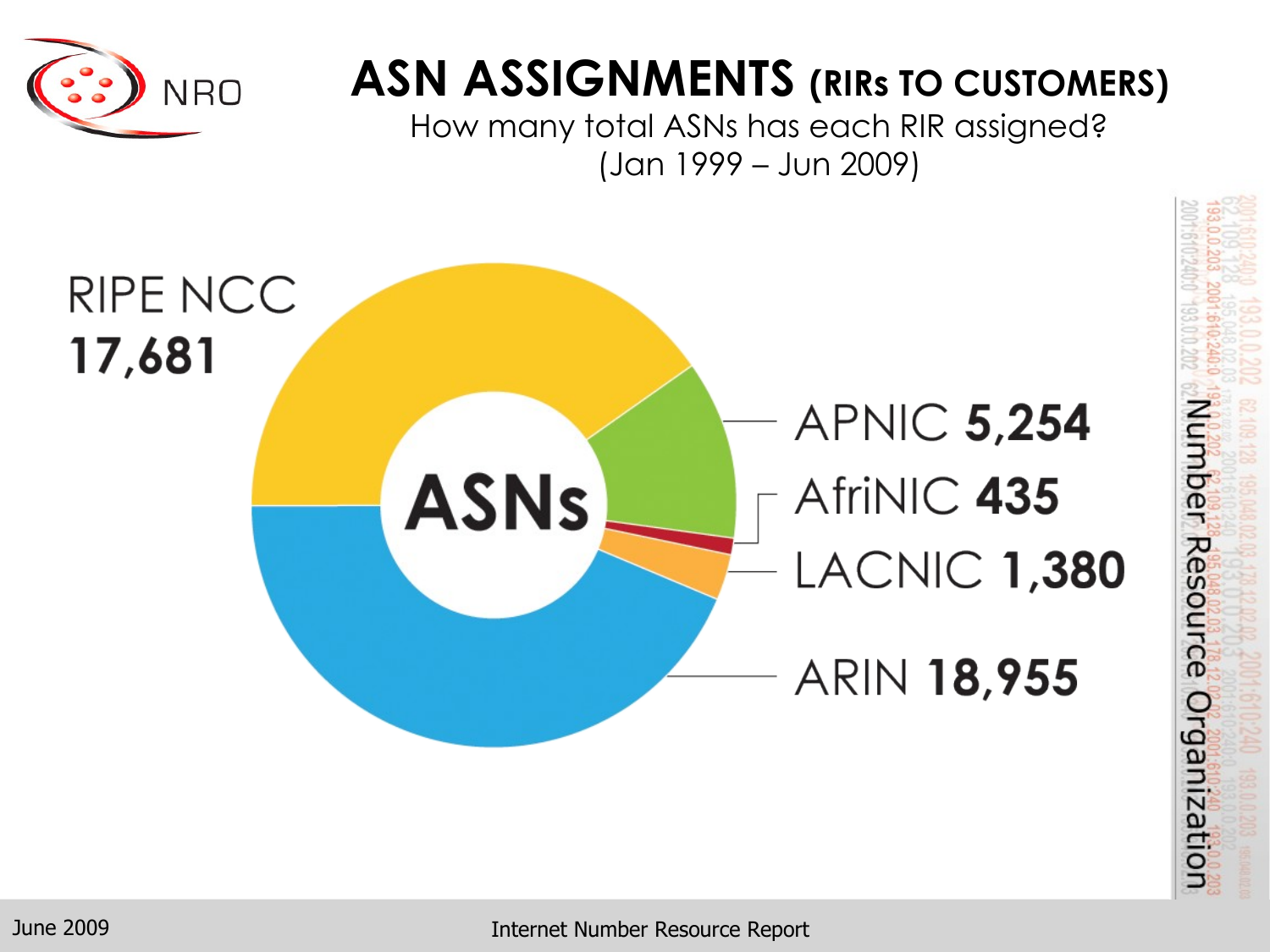# ASN ASSIGNMENTS (RIRs TO CUSTOMERS)

How many total ASNs has each RIR assigned?
(Jan 1999 – Jun 2009)

| RIR | ASNs |
| --- | --- |
| RIPE NCC | 17,681 |
| APNIC | 5,254 |
| AfriNIC | 435 |
| LACNIC | 1,380 |
| ARIN | 18,955 |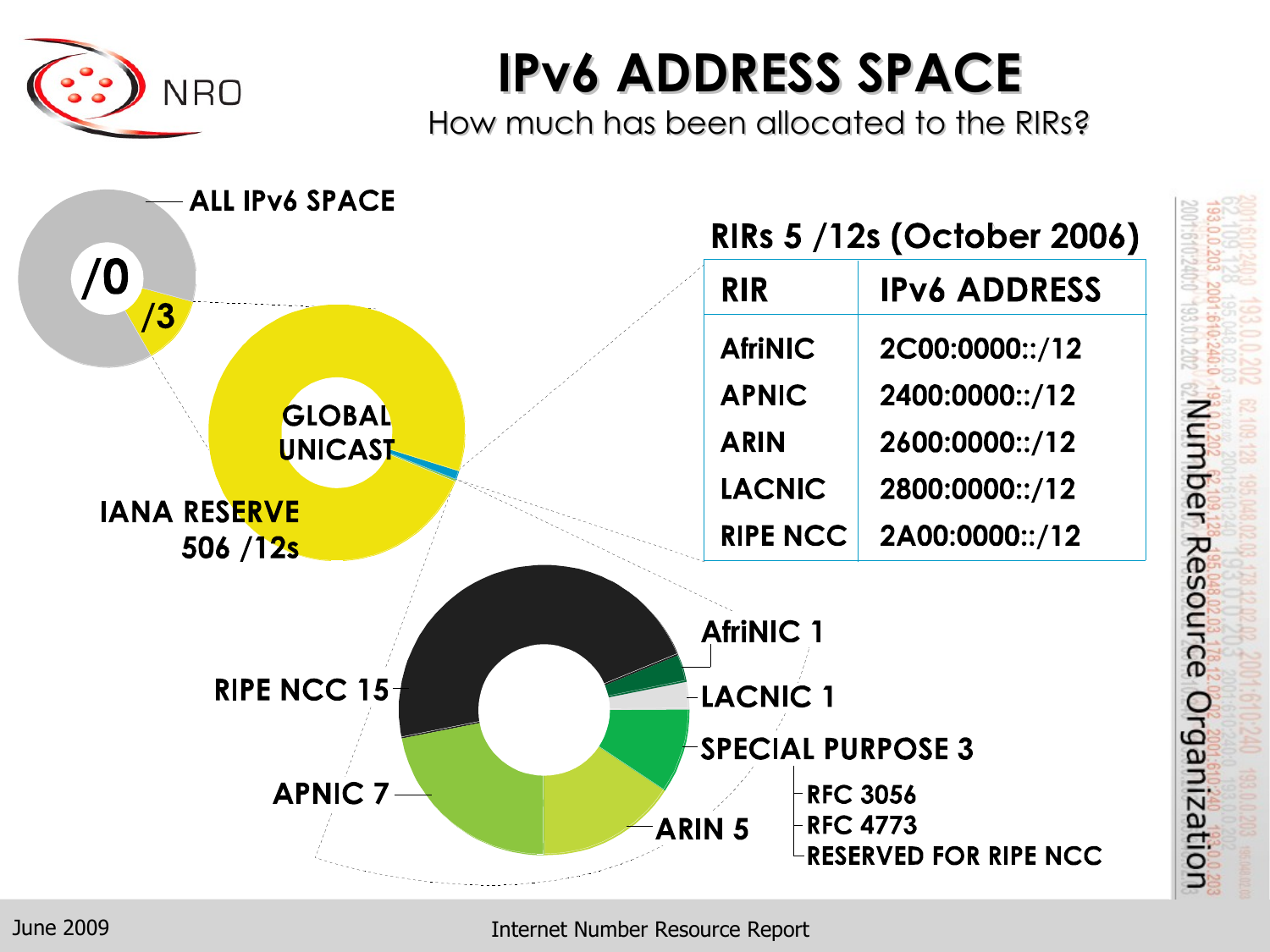# IPv6 ADDRESS SPACE

How much has been allocated to the RIRs?

ALL IPv6 SPACE

/0

/3

GLOBAL UNICAST

IANA RESERVE 506 /12s

**RIRs 5 /12s (October 2006)**

| RIR | IPv6 ADDRESS |
|---|---|
| AfriNIC | 2C00:0000::/12 |
| APNIC | 2400:0000::/12 |
| ARIN | 2600:0000::/12 |
| LACNIC | 2800:0000::/12 |
| RIPE NCC | 2A00:0000::/12 |

RIPE NCC 15

APNIC 7

ARIN 5

AfriNIC 1

LACNIC 1

SPECIAL PURPOSE 3

- RFC 3056
- RFC 4773
- RESERVED FOR RIPE NCC

June 2009

Internet Number Resource Report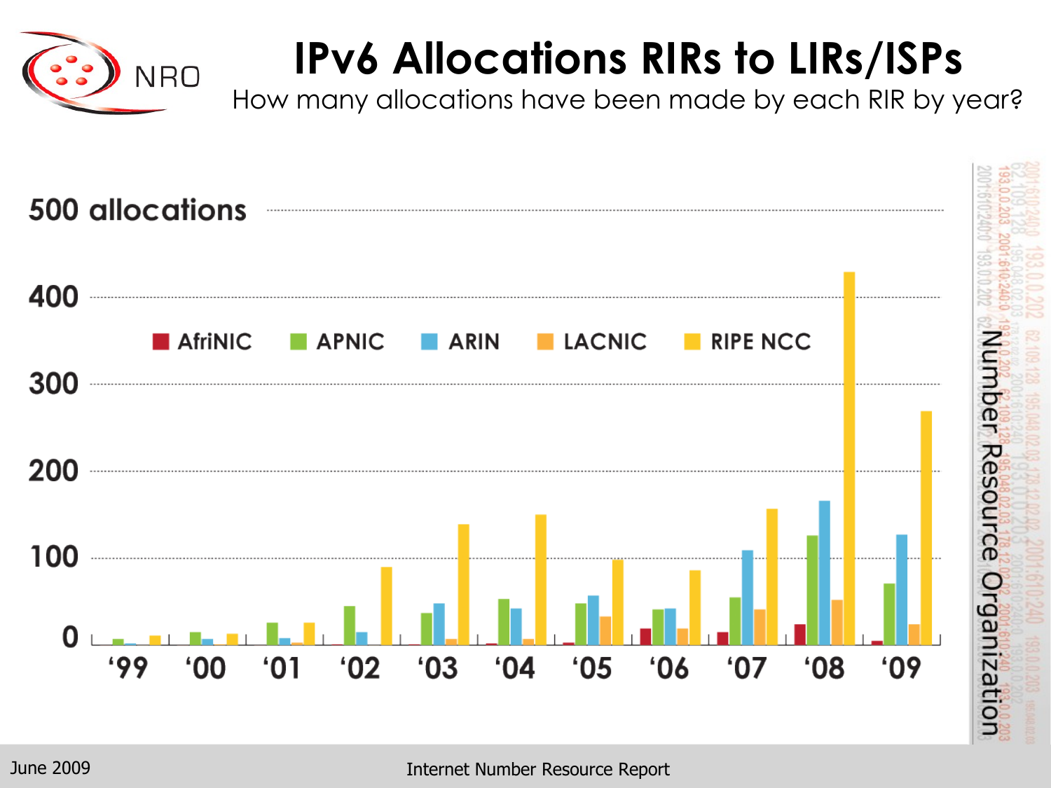# IPv6 Allocations RIRs to LIRs/ISPs

How many allocations have been made by each RIR by year?

500 allocations

400

300

200

100

0

AfriNIC APNIC ARIN LACNIC RIPE NCC

'99 '00 '01 '02 '03 '04 '05 '06 '07 '08 '09

Number Resource Organization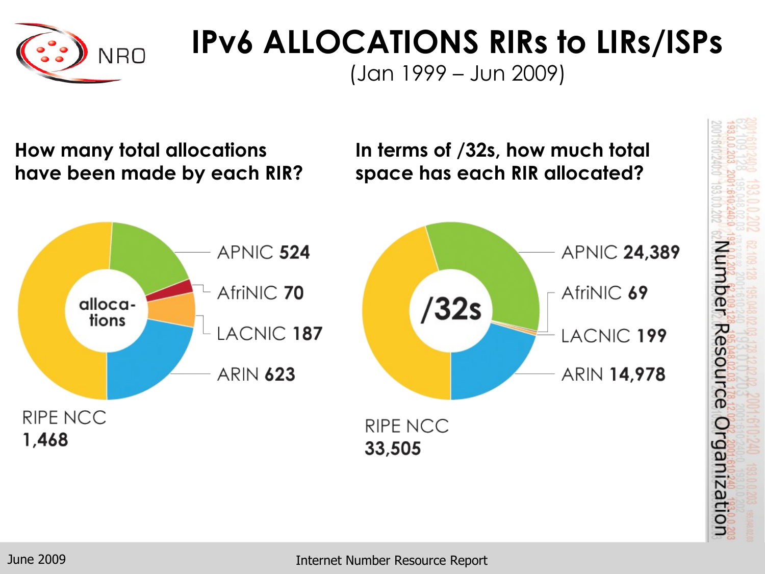# IPv6 ALLOCATIONS RIRs to LIRs/ISPs

(Jan 1999 – Jun 2009)

**How many total allocations have been made by each RIR?**

allocations

- APNIC **524**
- AfriNIC **70**
- LACNIC **187**
- ARIN **623**
- RIPE NCC **1,468**

**In terms of /32s, how much total space has each RIR allocated?**

/32s

- APNIC **24,389**
- AfriNIC **69**
- LACNIC **199**
- ARIN **14,978**
- RIPE NCC **33,505**

Number Resource Organization

June 2009

Internet Number Resource Report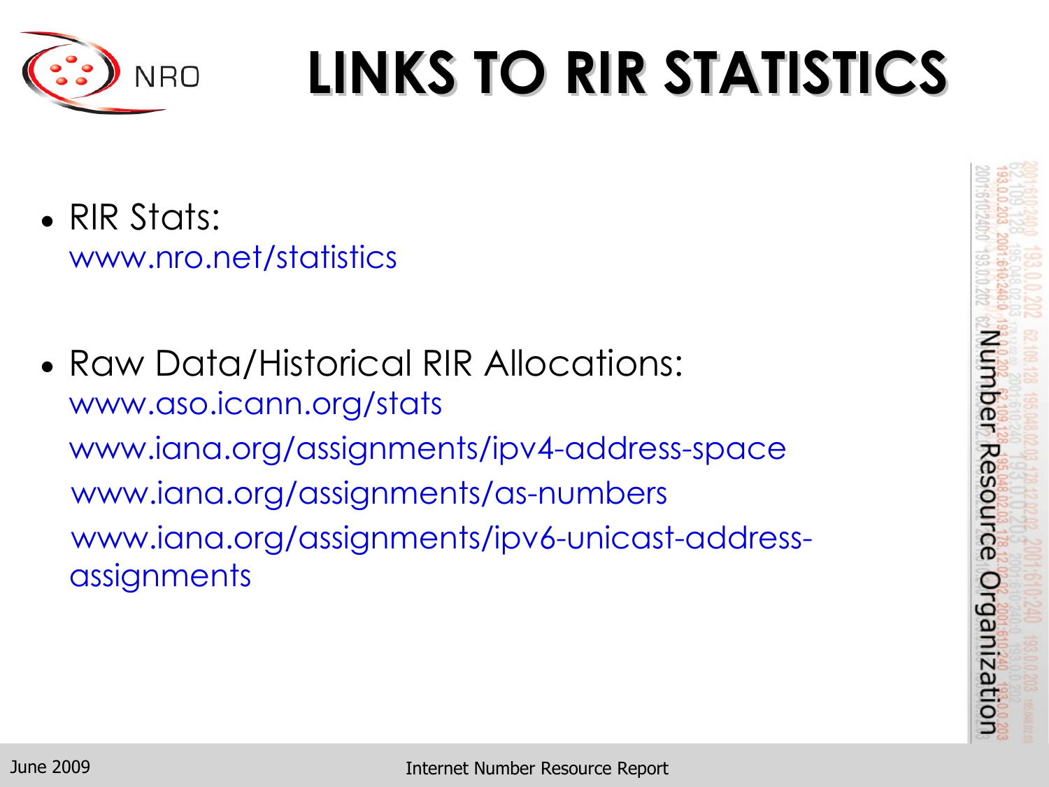# LINKS TO RIR STATISTICS

- RIR Stats:
  www.nro.net/statistics

- Raw Data/Historical RIR Allocations:
  www.aso.icann.org/stats
  www.iana.org/assignments/ipv4-address-space
  www.iana.org/assignments/as-numbers
  www.iana.org/assignments/ipv6-unicast-address-assignments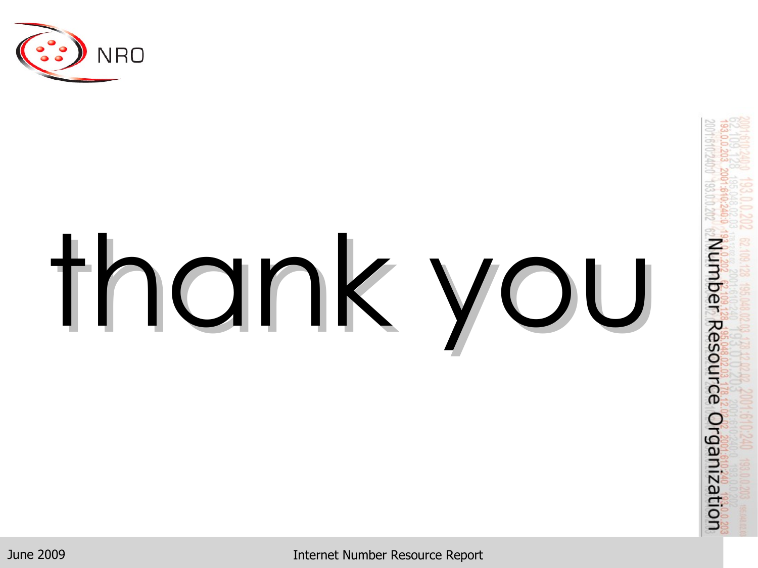# thank you